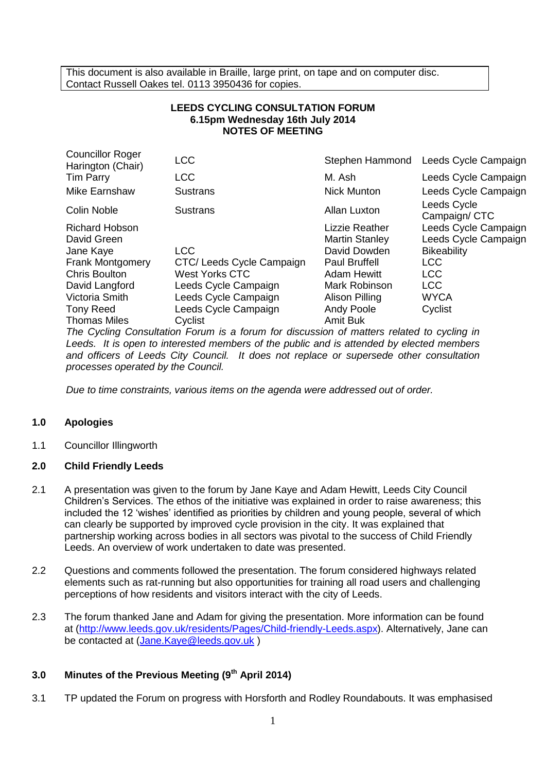This document is also available in Braille, large print, on tape and on computer disc. Contact Russell Oakes tel. 0113 3950436 for copies.

**LEEDS CYCLING CONSULTATION FORUM**
**6.15pm Wednesday 16th July 2014**
**NOTES OF MEETING**

| | | | |
|---|---|---|---|
| Councillor Roger Harington (Chair) | LCC | Stephen Hammond | Leeds Cycle Campaign |
| Tim Parry | LCC | M. Ash | Leeds Cycle Campaign |
| Mike Earnshaw | Sustrans | Nick Munton | Leeds Cycle Campaign |
| Colin Noble | Sustrans | Allan Luxton | Leeds Cycle Campaign/ CTC |
| Richard Hobson | | Lizzie Reather | Leeds Cycle Campaign |
| David Green | | Martin Stanley | Leeds Cycle Campaign |
| Jane Kaye | LCC | David Dowden | Bikeability |
| Frank Montgomery | CTC/ Leeds Cycle Campaign | Paul Bruffell | LCC |
| Chris Boulton | West Yorks CTC | Adam Hewitt | LCC |
| David Langford | Leeds Cycle Campaign | Mark Robinson | LCC |
| Victoria Smith | Leeds Cycle Campaign | Alison Pilling | WYCA |
| Tony Reed | Leeds Cycle Campaign | Andy Poole | Cyclist |
| Thomas Miles | Cyclist | Amit Buk | |

*The Cycling Consultation Forum is a forum for discussion of matters related to cycling in Leeds. It is open to interested members of the public and is attended by elected members and officers of Leeds City Council. It does not replace or supersede other consultation processes operated by the Council.*

*Due to time constraints, various items on the agenda were addressed out of order.*

## 1.0 Apologies

1.1 Councillor Illingworth

## 2.0 Child Friendly Leeds

2.1 A presentation was given to the forum by Jane Kaye and Adam Hewitt, Leeds City Council Children's Services. The ethos of the initiative was explained in order to raise awareness; this included the 12 'wishes' identified as priorities by children and young people, several of which can clearly be supported by improved cycle provision in the city. It was explained that partnership working across bodies in all sectors was pivotal to the success of Child Friendly Leeds. An overview of work undertaken to date was presented.

2.2 Questions and comments followed the presentation. The forum considered highways related elements such as rat-running but also opportunities for training all road users and challenging perceptions of how residents and visitors interact with the city of Leeds.

2.3 The forum thanked Jane and Adam for giving the presentation. More information can be found at (http://www.leeds.gov.uk/residents/Pages/Child-friendly-Leeds.aspx). Alternatively, Jane can be contacted at (Jane.Kaye@leeds.gov.uk )

## 3.0 Minutes of the Previous Meeting (9th April 2014)

3.1 TP updated the Forum on progress with Horsforth and Rodley Roundabouts. It was emphasised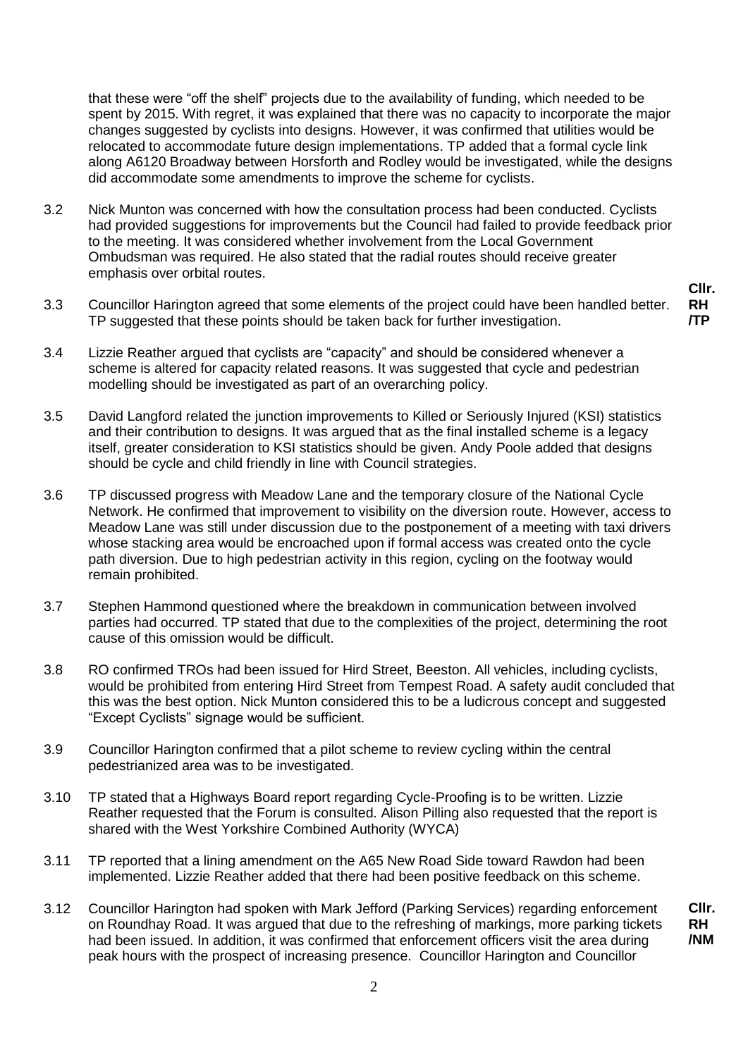that these were "off the shelf" projects due to the availability of funding, which needed to be spent by 2015. With regret, it was explained that there was no capacity to incorporate the major changes suggested by cyclists into designs. However, it was confirmed that utilities would be relocated to accommodate future design implementations. TP added that a formal cycle link along A6120 Broadway between Horsforth and Rodley would be investigated, while the designs did accommodate some amendments to improve the scheme for cyclists.

3.2 Nick Munton was concerned with how the consultation process had been conducted. Cyclists had provided suggestions for improvements but the Council had failed to provide feedback prior to the meeting. It was considered whether involvement from the Local Government Ombudsman was required. He also stated that the radial routes should receive greater emphasis over orbital routes.

3.3 Councillor Harington agreed that some elements of the project could have been handled better. TP suggested that these points should be taken back for further investigation. **Cllr. RH /TP**

3.4 Lizzie Reather argued that cyclists are "capacity" and should be considered whenever a scheme is altered for capacity related reasons. It was suggested that cycle and pedestrian modelling should be investigated as part of an overarching policy.

3.5 David Langford related the junction improvements to Killed or Seriously Injured (KSI) statistics and their contribution to designs. It was argued that as the final installed scheme is a legacy itself, greater consideration to KSI statistics should be given. Andy Poole added that designs should be cycle and child friendly in line with Council strategies.

3.6 TP discussed progress with Meadow Lane and the temporary closure of the National Cycle Network. He confirmed that improvement to visibility on the diversion route. However, access to Meadow Lane was still under discussion due to the postponement of a meeting with taxi drivers whose stacking area would be encroached upon if formal access was created onto the cycle path diversion. Due to high pedestrian activity in this region, cycling on the footway would remain prohibited.

3.7 Stephen Hammond questioned where the breakdown in communication between involved parties had occurred. TP stated that due to the complexities of the project, determining the root cause of this omission would be difficult.

3.8 RO confirmed TROs had been issued for Hird Street, Beeston. All vehicles, including cyclists, would be prohibited from entering Hird Street from Tempest Road. A safety audit concluded that this was the best option. Nick Munton considered this to be a ludicrous concept and suggested "Except Cyclists" signage would be sufficient.

3.9 Councillor Harington confirmed that a pilot scheme to review cycling within the central pedestrianized area was to be investigated.

3.10 TP stated that a Highways Board report regarding Cycle-Proofing is to be written. Lizzie Reather requested that the Forum is consulted. Alison Pilling also requested that the report is shared with the West Yorkshire Combined Authority (WYCA)

3.11 TP reported that a lining amendment on the A65 New Road Side toward Rawdon had been implemented. Lizzie Reather added that there had been positive feedback on this scheme.

3.12 Councillor Harington had spoken with Mark Jefford (Parking Services) regarding enforcement on Roundhay Road. It was argued that due to the refreshing of markings, more parking tickets had been issued. In addition, it was confirmed that enforcement officers visit the area during peak hours with the prospect of increasing presence. Councillor Harington and Councillor **Cllr. RH /NM**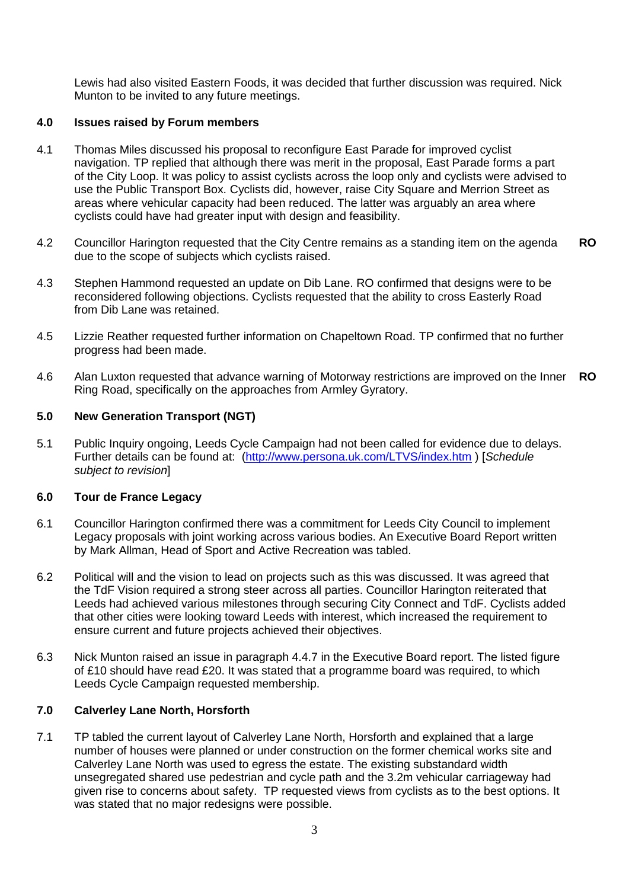Lewis had also visited Eastern Foods, it was decided that further discussion was required. Nick Munton to be invited to any future meetings.

**4.0 Issues raised by Forum members**

4.1 Thomas Miles discussed his proposal to reconfigure East Parade for improved cyclist navigation. TP replied that although there was merit in the proposal, East Parade forms a part of the City Loop. It was policy to assist cyclists across the loop only and cyclists were advised to use the Public Transport Box. Cyclists did, however, raise City Square and Merrion Street as areas where vehicular capacity had been reduced. The latter was arguably an area where cyclists could have had greater input with design and feasibility.

4.2 Councillor Harington requested that the City Centre remains as a standing item on the agenda due to the scope of subjects which cyclists raised. **RO**

4.3 Stephen Hammond requested an update on Dib Lane. RO confirmed that designs were to be reconsidered following objections. Cyclists requested that the ability to cross Easterly Road from Dib Lane was retained.

4.5 Lizzie Reather requested further information on Chapeltown Road. TP confirmed that no further progress had been made.

4.6 Alan Luxton requested that advance warning of Motorway restrictions are improved on the Inner Ring Road, specifically on the approaches from Armley Gyratory. **RO**

**5.0 New Generation Transport (NGT)**

5.1 Public Inquiry ongoing, Leeds Cycle Campaign had not been called for evidence due to delays. Further details can be found at: (http://www.persona.uk.com/LTVS/index.htm ) [*Schedule subject to revision*]

**6.0 Tour de France Legacy**

6.1 Councillor Harington confirmed there was a commitment for Leeds City Council to implement Legacy proposals with joint working across various bodies. An Executive Board Report written by Mark Allman, Head of Sport and Active Recreation was tabled.

6.2 Political will and the vision to lead on projects such as this was discussed. It was agreed that the TdF Vision required a strong steer across all parties. Councillor Harington reiterated that Leeds had achieved various milestones through securing City Connect and TdF. Cyclists added that other cities were looking toward Leeds with interest, which increased the requirement to ensure current and future projects achieved their objectives.

6.3 Nick Munton raised an issue in paragraph 4.4.7 in the Executive Board report. The listed figure of £10 should have read £20. It was stated that a programme board was required, to which Leeds Cycle Campaign requested membership.

**7.0 Calverley Lane North, Horsforth**

7.1 TP tabled the current layout of Calverley Lane North, Horsforth and explained that a large number of houses were planned or under construction on the former chemical works site and Calverley Lane North was used to egress the estate. The existing substandard width unsegregated shared use pedestrian and cycle path and the 3.2m vehicular carriageway had given rise to concerns about safety. TP requested views from cyclists as to the best options. It was stated that no major redesigns were possible.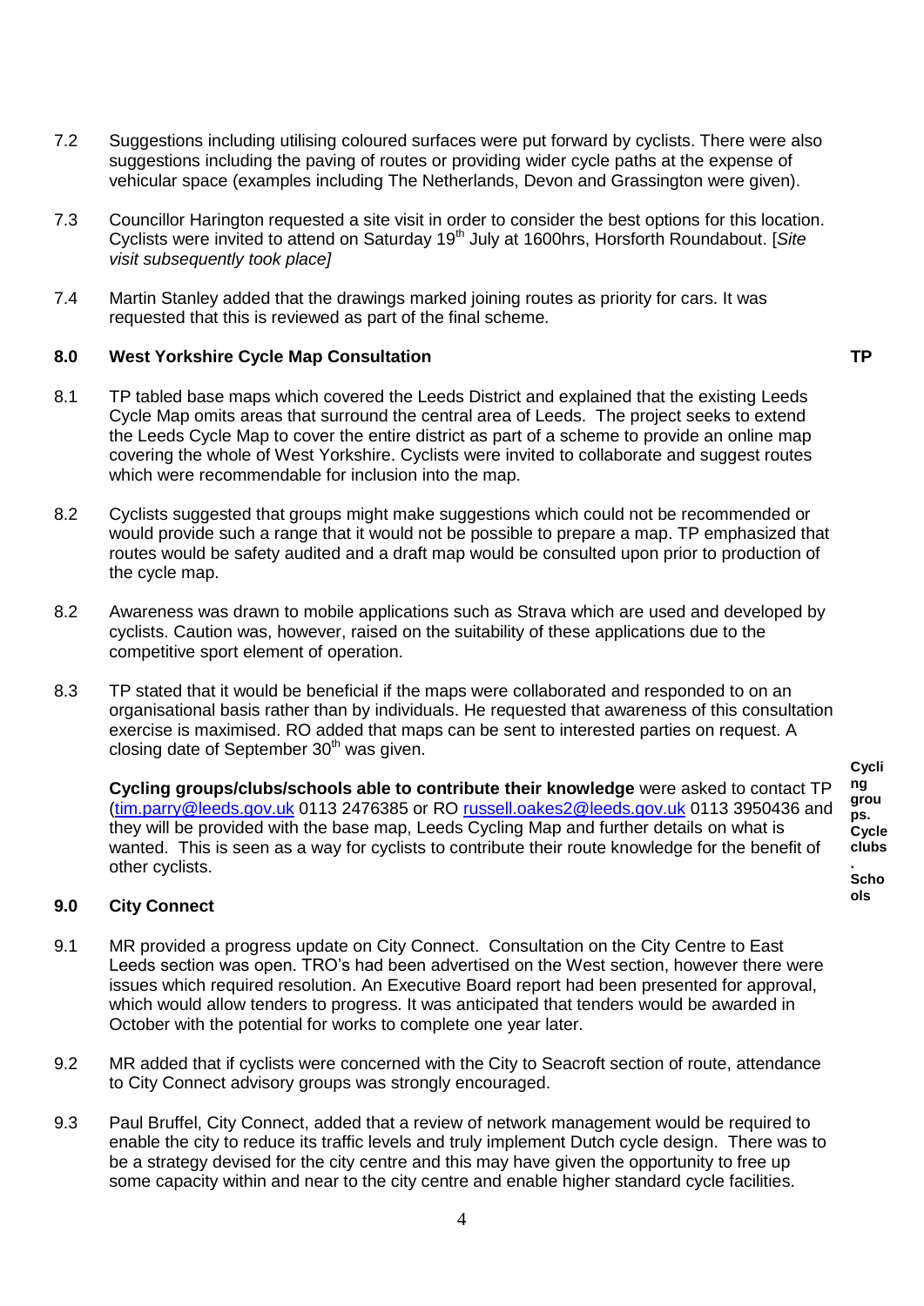7.2 Suggestions including utilising coloured surfaces were put forward by cyclists. There were also suggestions including the paving of routes or providing wider cycle paths at the expense of vehicular space (examples including The Netherlands, Devon and Grassington were given).

7.3 Councillor Harington requested a site visit in order to consider the best options for this location. Cyclists were invited to attend on Saturday 19th July at 1600hrs, Horsforth Roundabout. [*Site visit subsequently took place]*

7.4 Martin Stanley added that the drawings marked joining routes as priority for cars. It was requested that this is reviewed as part of the final scheme.

## 8.0 West Yorkshire Cycle Map Consultation — TP

8.1 TP tabled base maps which covered the Leeds District and explained that the existing Leeds Cycle Map omits areas that surround the central area of Leeds. The project seeks to extend the Leeds Cycle Map to cover the entire district as part of a scheme to provide an online map covering the whole of West Yorkshire. Cyclists were invited to collaborate and suggest routes which were recommendable for inclusion into the map.

8.2 Cyclists suggested that groups might make suggestions which could not be recommended or would provide such a range that it would not be possible to prepare a map. TP emphasized that routes would be safety audited and a draft map would be consulted upon prior to production of the cycle map.

8.2 Awareness was drawn to mobile applications such as Strava which are used and developed by cyclists. Caution was, however, raised on the suitability of these applications due to the competitive sport element of operation.

8.3 TP stated that it would be beneficial if the maps were collaborated and responded to on an organisational basis rather than by individuals. He requested that awareness of this consultation exercise is maximised. RO added that maps can be sent to interested parties on request. A closing date of September 30th was given.

**Cycling groups/clubs/schools able to contribute their knowledge** were asked to contact TP (tim.parry@leeds.gov.uk 0113 2476385 or RO russell.oakes2@leeds.gov.uk 0113 3950436 and they will be provided with the base map, Leeds Cycling Map and further details on what is wanted. This is seen as a way for cyclists to contribute their route knowledge for the benefit of other cyclists. — **Cycling groups. Cycle clubs. Schools**

## 9.0 City Connect

9.1 MR provided a progress update on City Connect. Consultation on the City Centre to East Leeds section was open. TRO's had been advertised on the West section, however there were issues which required resolution. An Executive Board report had been presented for approval, which would allow tenders to progress. It was anticipated that tenders would be awarded in October with the potential for works to complete one year later.

9.2 MR added that if cyclists were concerned with the City to Seacroft section of route, attendance to City Connect advisory groups was strongly encouraged.

9.3 Paul Bruffel, City Connect, added that a review of network management would be required to enable the city to reduce its traffic levels and truly implement Dutch cycle design. There was to be a strategy devised for the city centre and this may have given the opportunity to free up some capacity within and near to the city centre and enable higher standard cycle facilities.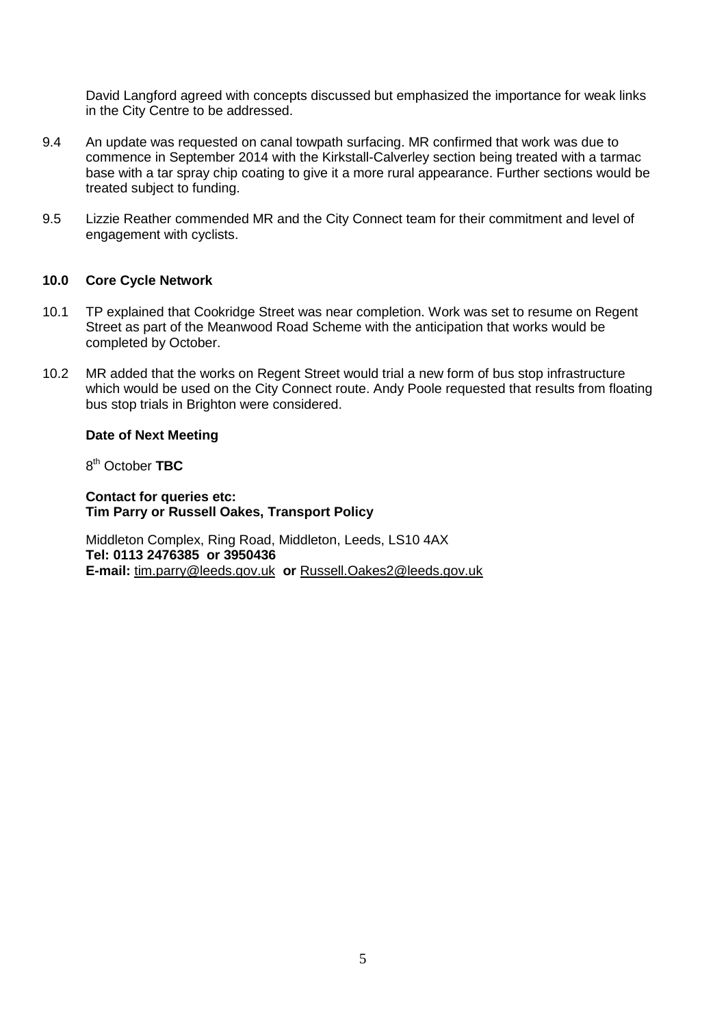David Langford agreed with concepts discussed but emphasized the importance for weak links in the City Centre to be addressed.

9.4 An update was requested on canal towpath surfacing. MR confirmed that work was due to commence in September 2014 with the Kirkstall-Calverley section being treated with a tarmac base with a tar spray chip coating to give it a more rural appearance. Further sections would be treated subject to funding.

9.5 Lizzie Reather commended MR and the City Connect team for their commitment and level of engagement with cyclists.

**10.0 Core Cycle Network**

10.1 TP explained that Cookridge Street was near completion. Work was set to resume on Regent Street as part of the Meanwood Road Scheme with the anticipation that works would be completed by October.

10.2 MR added that the works on Regent Street would trial a new form of bus stop infrastructure which would be used on the City Connect route. Andy Poole requested that results from floating bus stop trials in Brighton were considered.

**Date of Next Meeting**

8th October **TBC**

**Contact for queries etc:**
**Tim Parry or Russell Oakes, Transport Policy**

Middleton Complex, Ring Road, Middleton, Leeds, LS10 4AX
**Tel: 0113 2476385 or 3950436**
**E-mail:** tim.parry@leeds.gov.uk **or** Russell.Oakes2@leeds.gov.uk